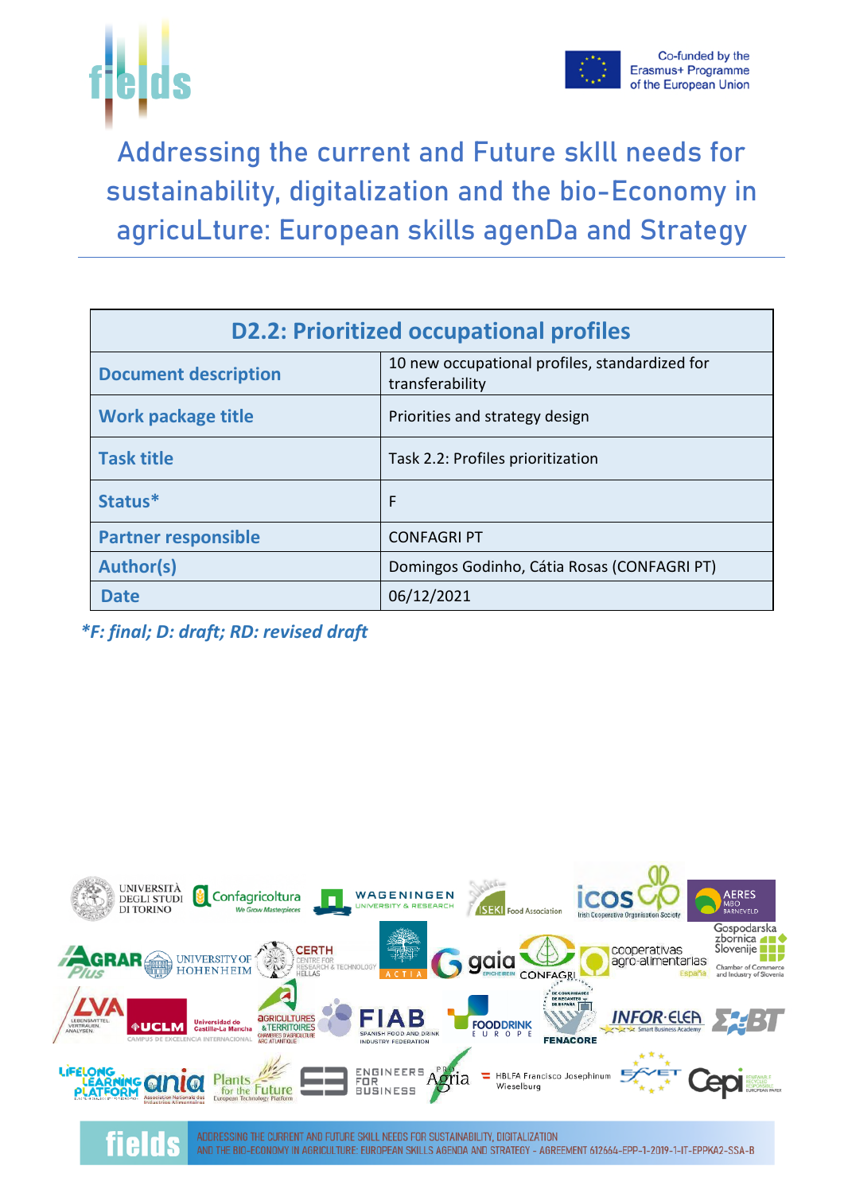fields

Co-funded by the Erasmus+ Programme of the European Union

# Addressing the current and Future skIll needs for sustainability, digitalization and the bio-Economy in agricuLture: European skills agenDa and Strategy

| D2.2: Prioritized occupational profiles | |
|---|---|
| **Document description** | 10 new occupational profiles, standardized for transferability |
| **Work package title** | Priorities and strategy design |
| **Task title** | Task 2.2: Profiles prioritization |
| **Status*** | F |
| **Partner responsible** | CONFAGRI PT |
| **Author(s)** | Domingos Godinho, Cátia Rosas (CONFAGRI PT) |
| **Date** | 06/12/2021 |

***F: final; D: draft; RD: revised draft***

ADDRESSING THE CURRENT AND FUTURE SKILL NEEDS FOR SUSTAINABILITY, DIGITALIZATION AND THE BIO-ECONOMY IN AGRICULTURE: EUROPEAN SKILLS AGENDA AND STRATEGY - AGREEMENT 612664-EPP-1-2019-1-IT-EPPKA2-SSA-B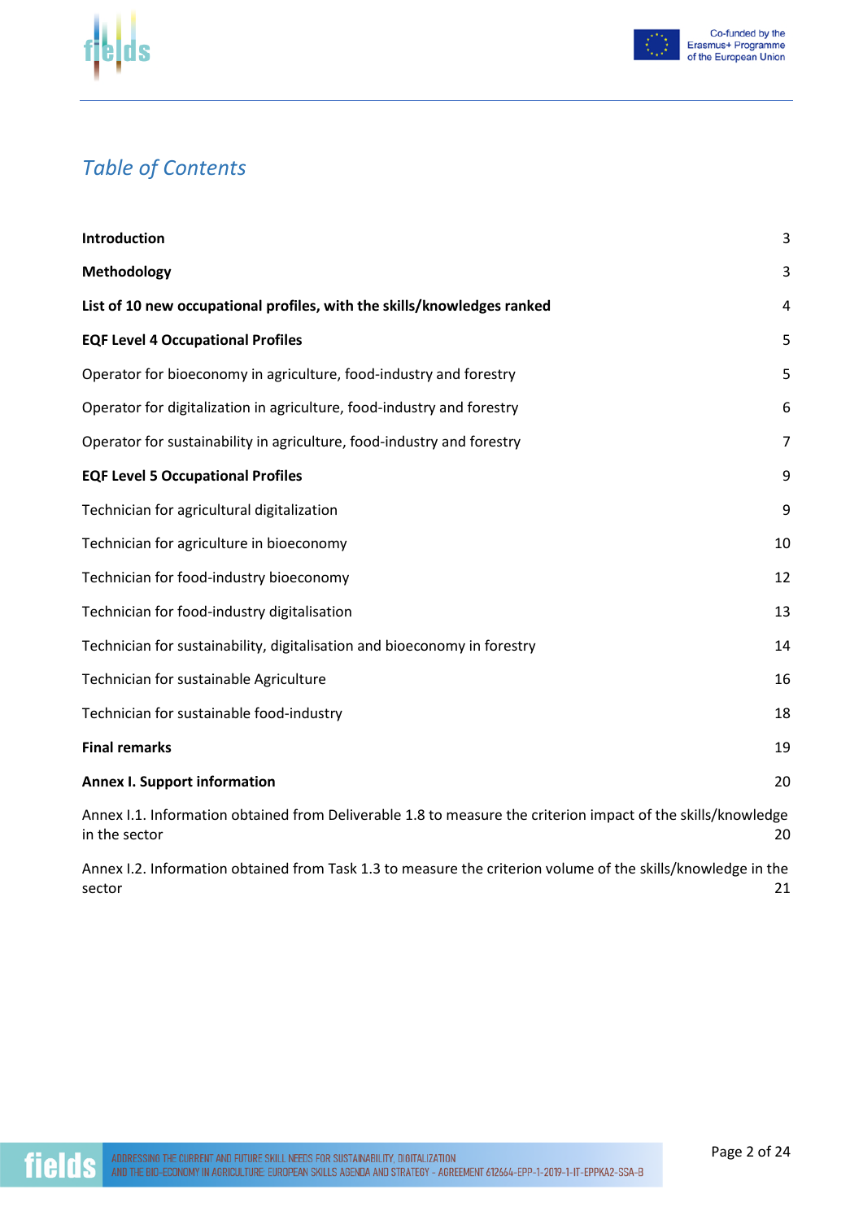## *Table of Contents*

| | |
|---|---|
| **Introduction** | 3 |
| **Methodology** | 3 |
| **List of 10 new occupational profiles, with the skills/knowledges ranked** | 4 |
| **EQF Level 4 Occupational Profiles** | 5 |
| Operator for bioeconomy in agriculture, food-industry and forestry | 5 |
| Operator for digitalization in agriculture, food-industry and forestry | 6 |
| Operator for sustainability in agriculture, food-industry and forestry | 7 |
| **EQF Level 5 Occupational Profiles** | 9 |
| Technician for agricultural digitalization | 9 |
| Technician for agriculture in bioeconomy | 10 |
| Technician for food-industry bioeconomy | 12 |
| Technician for food-industry digitalisation | 13 |
| Technician for sustainability, digitalisation and bioeconomy in forestry | 14 |
| Technician for sustainable Agriculture | 16 |
| Technician for sustainable food-industry | 18 |
| **Final remarks** | 19 |
| **Annex I. Support information** | 20 |
| Annex I.1. Information obtained from Deliverable 1.8 to measure the criterion impact of the skills/knowledge in the sector | 20 |
| Annex I.2. Information obtained from Task 1.3 to measure the criterion volume of the skills/knowledge in the sector | 21 |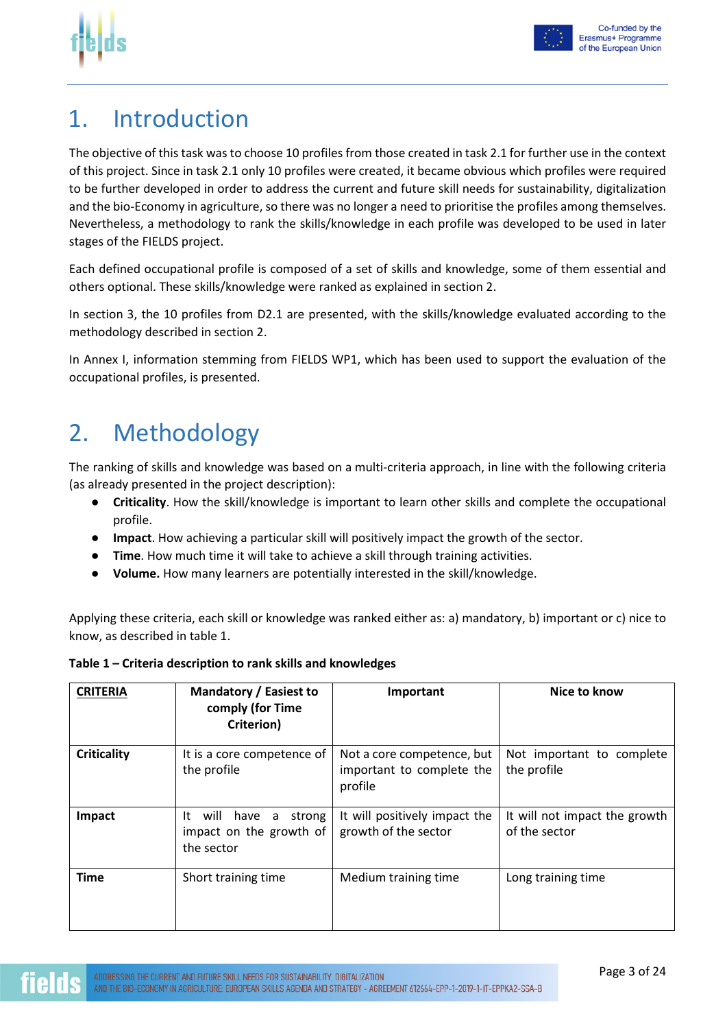# 1. Introduction

The objective of this task was to choose 10 profiles from those created in task 2.1 for further use in the context of this project. Since in task 2.1 only 10 profiles were created, it became obvious which profiles were required to be further developed in order to address the current and future skill needs for sustainability, digitalization and the bio-Economy in agriculture, so there was no longer a need to prioritise the profiles among themselves. Nevertheless, a methodology to rank the skills/knowledge in each profile was developed to be used in later stages of the FIELDS project.

Each defined occupational profile is composed of a set of skills and knowledge, some of them essential and others optional. These skills/knowledge were ranked as explained in section 2.

In section 3, the 10 profiles from D2.1 are presented, with the skills/knowledge evaluated according to the methodology described in section 2.

In Annex I, information stemming from FIELDS WP1, which has been used to support the evaluation of the occupational profiles, is presented.

# 2. Methodology

The ranking of skills and knowledge was based on a multi-criteria approach, in line with the following criteria (as already presented in the project description):

- **Criticality**. How the skill/knowledge is important to learn other skills and complete the occupational profile.
- **Impact**. How achieving a particular skill will positively impact the growth of the sector.
- **Time**. How much time it will take to achieve a skill through training activities.
- **Volume.** How many learners are potentially interested in the skill/knowledge.

Applying these criteria, each skill or knowledge was ranked either as: a) mandatory, b) important or c) nice to know, as described in table 1.

**Table 1 – Criteria description to rank skills and knowledges**

| CRITERIA | Mandatory / Easiest to comply (for Time Criterion) | Important | Nice to know |
|---|---|---|---|
| **Criticality** | It is a core competence of the profile | Not a core competence, but important to complete the profile | Not important to complete the profile |
| **Impact** | It will have a strong impact on the growth of the sector | It will positively impact the growth of the sector | It will not impact the growth of the sector |
| **Time** | Short training time | Medium training time | Long training time |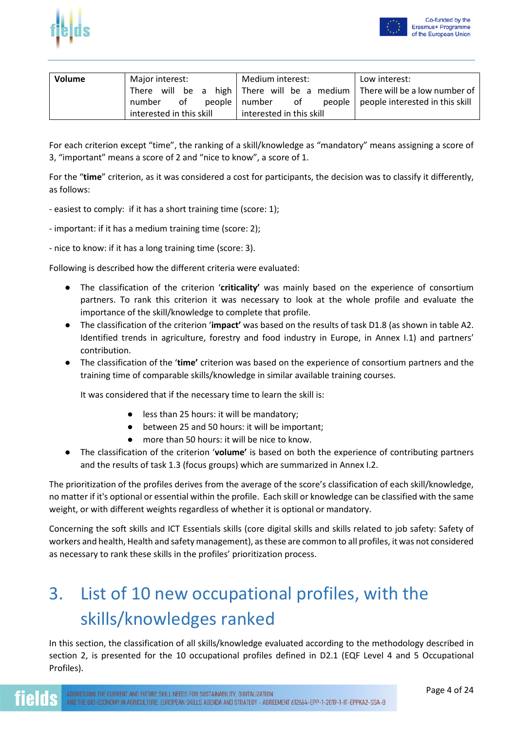| Volume | Major interest: There will be a high number of people interested in this skill | Medium interest: There will be a medium number of people interested in this skill | Low interest: There will be a low number of people interested in this skill |
|---|---|---|---|

For each criterion except “time”, the ranking of a skill/knowledge as “mandatory” means assigning a score of 3, “important” means a score of 2 and “nice to know”, a score of 1.

For the “**time**” criterion, as it was considered a cost for participants, the decision was to classify it differently, as follows:

- easiest to comply: if it has a short training time (score: 1);

- important: if it has a medium training time (score: 2);

- nice to know: if it has a long training time (score: 3).

Following is described how the different criteria were evaluated:

- The classification of the criterion ‘**criticality’** was mainly based on the experience of consortium partners. To rank this criterion it was necessary to look at the whole profile and evaluate the importance of the skill/knowledge to complete that profile.
- The classification of the criterion ‘**impact’** was based on the results of task D1.8 (as shown in table A2. Identified trends in agriculture, forestry and food industry in Europe, in Annex I.1) and partners’ contribution.
- The classification of the ‘**time’** criterion was based on the experience of consortium partners and the training time of comparable skills/knowledge in similar available training courses.

  It was considered that if the necessary time to learn the skill is:

  - less than 25 hours: it will be mandatory;
  - between 25 and 50 hours: it will be important;
  - more than 50 hours: it will be nice to know.
- The classification of the criterion ‘**volume’** is based on both the experience of contributing partners and the results of task 1.3 (focus groups) which are summarized in Annex I.2.

The prioritization of the profiles derives from the average of the score’s classification of each skill/knowledge, no matter if it's optional or essential within the profile. Each skill or knowledge can be classified with the same weight, or with different weights regardless of whether it is optional or mandatory.

Concerning the soft skills and ICT Essentials skills (core digital skills and skills related to job safety: Safety of workers and health, Health and safety management), as these are common to all profiles, it was not considered as necessary to rank these skills in the profiles’ prioritization process.

# 3. List of 10 new occupational profiles, with the skills/knowledges ranked

In this section, the classification of all skills/knowledge evaluated according to the methodology described in section 2, is presented for the 10 occupational profiles defined in D2.1 (EQF Level 4 and 5 Occupational Profiles).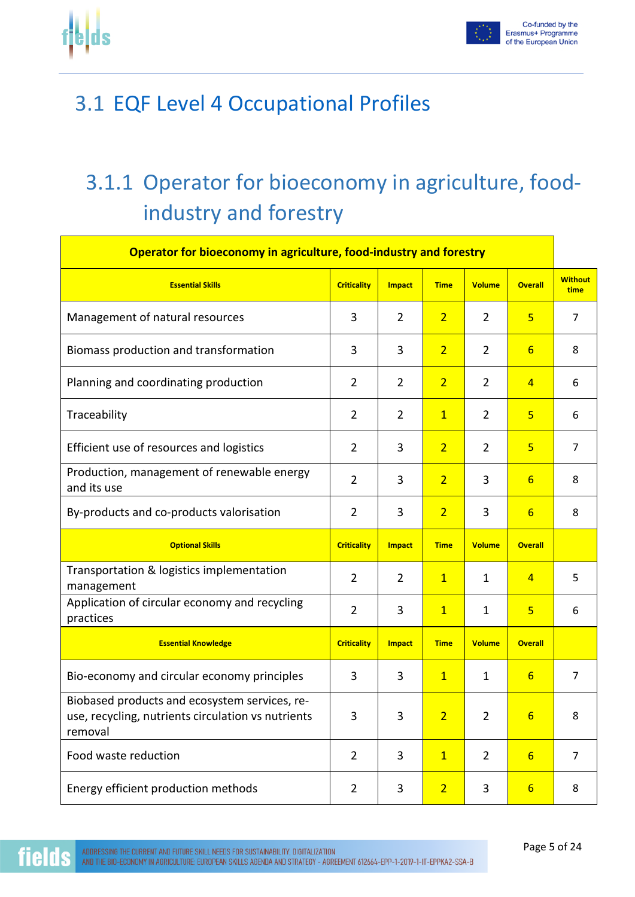## 3.1 EQF Level 4 Occupational Profiles

### 3.1.1 Operator for bioeconomy in agriculture, food-industry and forestry

| Operator for bioeconomy in agriculture, food-industry and forestry | | | | | | |
|---|---|---|---|---|---|---|
| **Essential Skills** | **Criticality** | **Impact** | **Time** | **Volume** | **Overall** | **Without time** |
| Management of natural resources | 3 | 2 | 2 | 2 | 5 | 7 |
| Biomass production and transformation | 3 | 3 | 2 | 2 | 6 | 8 |
| Planning and coordinating production | 2 | 2 | 2 | 2 | 4 | 6 |
| Traceability | 2 | 2 | 1 | 2 | 5 | 6 |
| Efficient use of resources and logistics | 2 | 3 | 2 | 2 | 5 | 7 |
| Production, management of renewable energy and its use | 2 | 3 | 2 | 3 | 6 | 8 |
| By-products and co-products valorisation | 2 | 3 | 2 | 3 | 6 | 8 |
| **Optional Skills** | **Criticality** | **Impact** | **Time** | **Volume** | **Overall** | |
| Transportation & logistics implementation management | 2 | 2 | 1 | 1 | 4 | 5 |
| Application of circular economy and recycling practices | 2 | 3 | 1 | 1 | 5 | 6 |
| **Essential Knowledge** | **Criticality** | **Impact** | **Time** | **Volume** | **Overall** | |
| Bio-economy and circular economy principles | 3 | 3 | 1 | 1 | 6 | 7 |
| Biobased products and ecosystem services, re-use, recycling, nutrients circulation vs nutrients removal | 3 | 3 | 2 | 2 | 6 | 8 |
| Food waste reduction | 2 | 3 | 1 | 2 | 6 | 7 |
| Energy efficient production methods | 2 | 3 | 2 | 3 | 6 | 8 |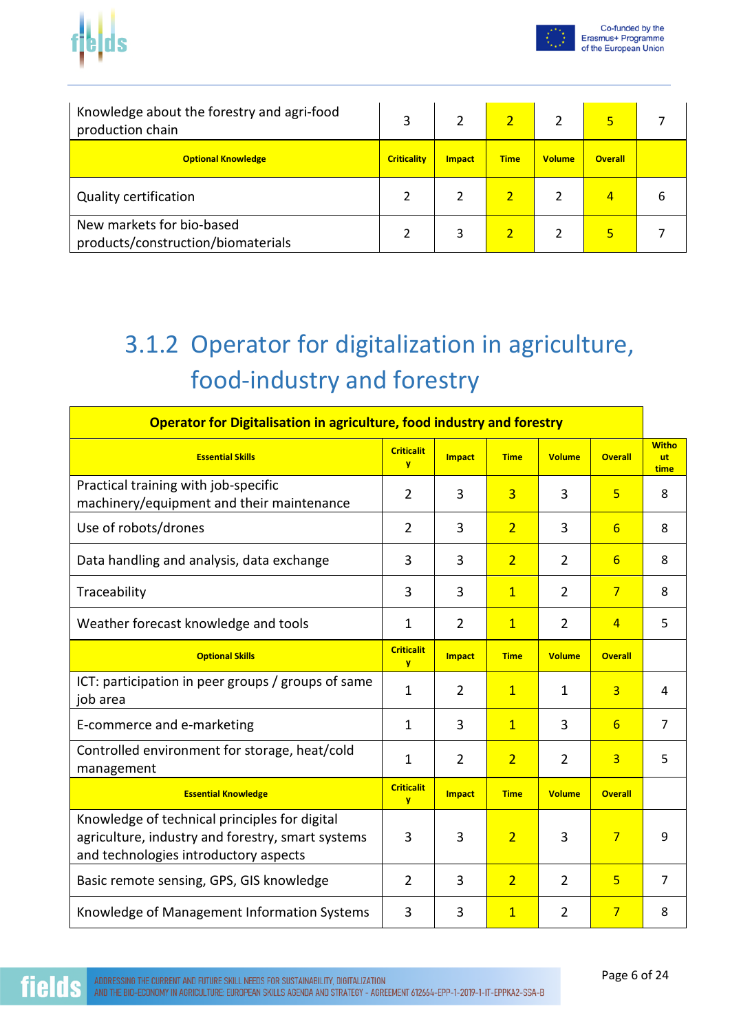| Knowledge about the forestry and agri-food production chain | 3 | 2 | 2 | 2 | 5 | 7 |
|---|---|---|---|---|---|---|
| **Optional Knowledge** | **Criticality** | **Impact** | **Time** | **Volume** | **Overall** | |
| Quality certification | 2 | 2 | 2 | 2 | 4 | 6 |
| New markets for bio-based products/construction/biomaterials | 2 | 3 | 2 | 2 | 5 | 7 |

### 3.1.2 Operator for digitalization in agriculture, food-industry and forestry

| **Operator for Digitalisation in agriculture, food industry and forestry** | | | | | | |
|---|---|---|---|---|---|---|
| **Essential Skills** | **Criticality** | **Impact** | **Time** | **Volume** | **Overall** | **Without time** |
| Practical training with job-specific machinery/equipment and their maintenance | 2 | 3 | 3 | 3 | 5 | 8 |
| Use of robots/drones | 2 | 3 | 2 | 3 | 6 | 8 |
| Data handling and analysis, data exchange | 3 | 3 | 2 | 2 | 6 | 8 |
| Traceability | 3 | 3 | 1 | 2 | 7 | 8 |
| Weather forecast knowledge and tools | 1 | 2 | 1 | 2 | 4 | 5 |
| **Optional Skills** | **Criticality** | **Impact** | **Time** | **Volume** | **Overall** | |
| ICT: participation in peer groups / groups of same job area | 1 | 2 | 1 | 1 | 3 | 4 |
| E-commerce and e-marketing | 1 | 3 | 1 | 3 | 6 | 7 |
| Controlled environment for storage, heat/cold management | 1 | 2 | 2 | 2 | 3 | 5 |
| **Essential Knowledge** | **Criticality** | **Impact** | **Time** | **Volume** | **Overall** | |
| Knowledge of technical principles for digital agriculture, industry and forestry, smart systems and technologies introductory aspects | 3 | 3 | 2 | 3 | 7 | 9 |
| Basic remote sensing, GPS, GIS knowledge | 2 | 3 | 2 | 2 | 5 | 7 |
| Knowledge of Management Information Systems | 3 | 3 | 1 | 2 | 7 | 8 |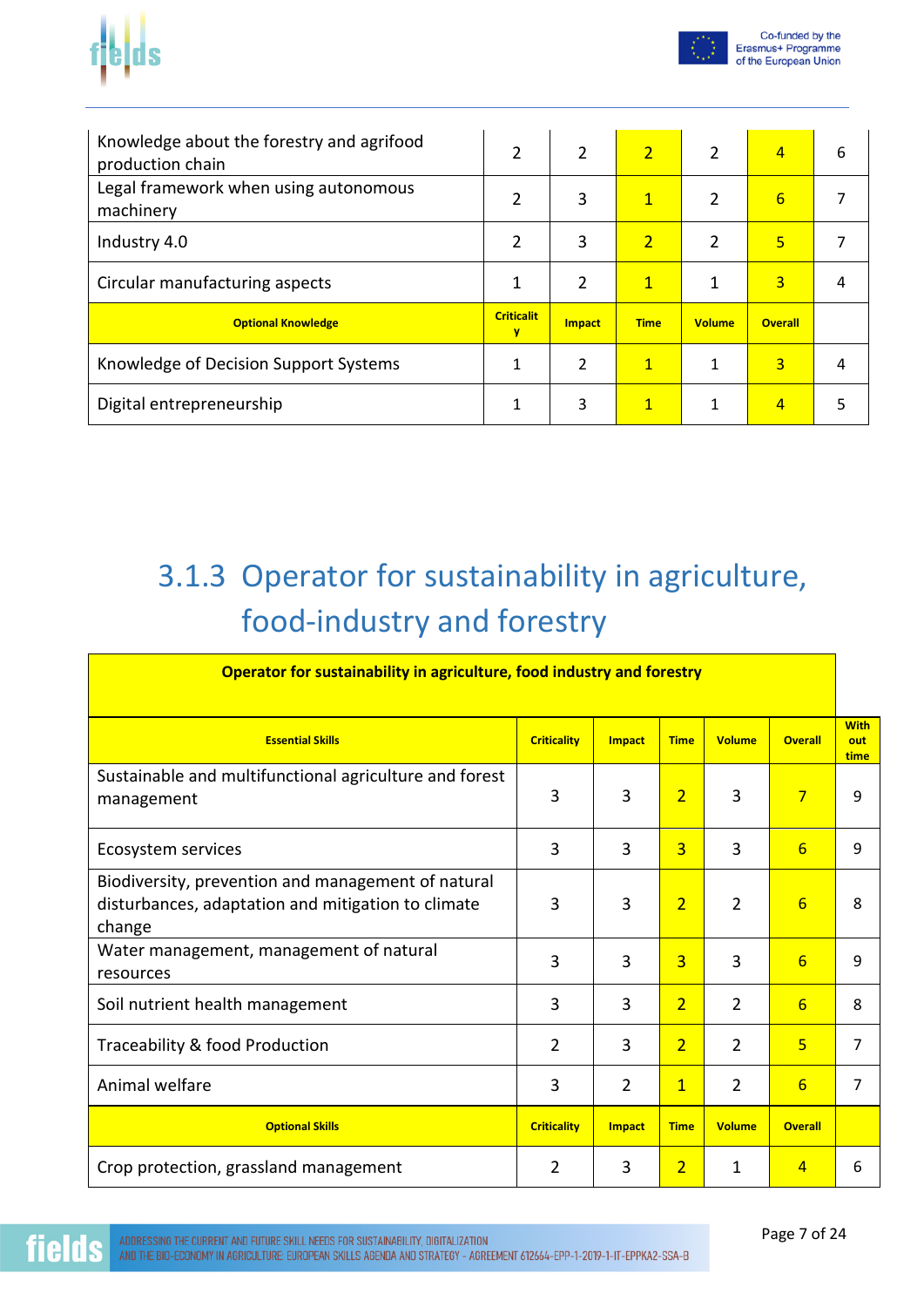| | | | | | | |
|---|---|---|---|---|---|---|
| Knowledge about the forestry and agrifood production chain | 2 | 2 | 2 | 2 | 4 | 6 |
| Legal framework when using autonomous machinery | 2 | 3 | 1 | 2 | 6 | 7 |
| Industry 4.0 | 2 | 3 | 2 | 2 | 5 | 7 |
| Circular manufacturing aspects | 1 | 2 | 1 | 1 | 3 | 4 |
| **Optional Knowledge** | **Criticality** | **Impact** | **Time** | **Volume** | **Overall** | |
| Knowledge of Decision Support Systems | 1 | 2 | 1 | 1 | 3 | 4 |
| Digital entrepreneurship | 1 | 3 | 1 | 1 | 4 | 5 |

### 3.1.3 Operator for sustainability in agriculture, food-industry and forestry

| **Operator for sustainability in agriculture, food industry and forestry** | | | | | | |
|---|---|---|---|---|---|---|
| **Essential Skills** | **Criticality** | **Impact** | **Time** | **Volume** | **Overall** | **Without time** |
| Sustainable and multifunctional agriculture and forest management | 3 | 3 | 2 | 3 | 7 | 9 |
| Ecosystem services | 3 | 3 | 3 | 3 | 6 | 9 |
| Biodiversity, prevention and management of natural disturbances, adaptation and mitigation to climate change | 3 | 3 | 2 | 2 | 6 | 8 |
| Water management, management of natural resources | 3 | 3 | 3 | 3 | 6 | 9 |
| Soil nutrient health management | 3 | 3 | 2 | 2 | 6 | 8 |
| Traceability & food Production | 2 | 3 | 2 | 2 | 5 | 7 |
| Animal welfare | 3 | 2 | 1 | 2 | 6 | 7 |
| **Optional Skills** | **Criticality** | **Impact** | **Time** | **Volume** | **Overall** | |
| Crop protection, grassland management | 2 | 3 | 2 | 1 | 4 | 6 |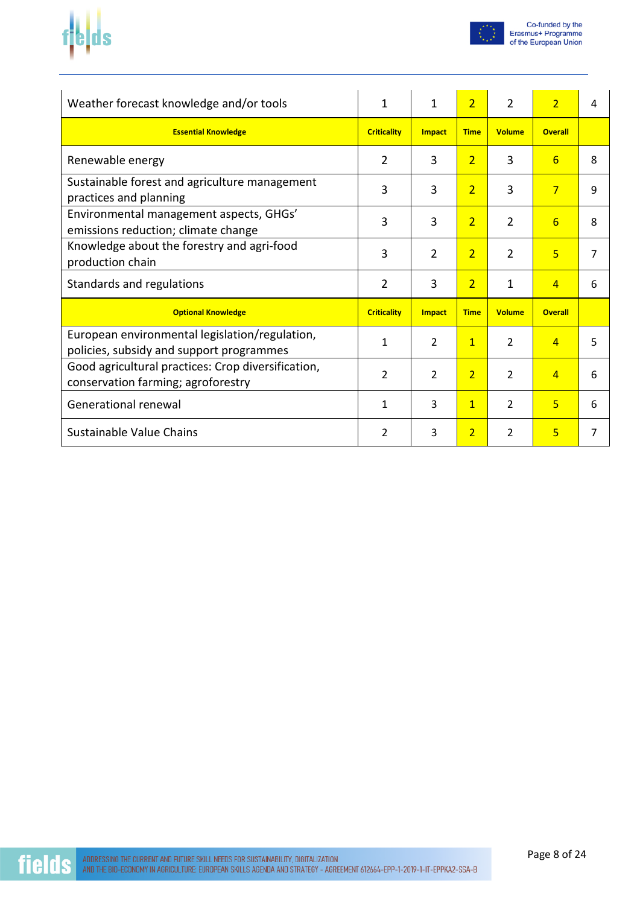| Weather forecast knowledge and/or tools | 1 | 1 | 2 | 2 | 2 | 4 |
|---|---|---|---|---|---|---|
| **Essential Knowledge** | **Criticality** | **Impact** | **Time** | **Volume** | **Overall** | |
| Renewable energy | 2 | 3 | 2 | 3 | 6 | 8 |
| Sustainable forest and agriculture management practices and planning | 3 | 3 | 2 | 3 | 7 | 9 |
| Environmental management aspects, GHGs' emissions reduction; climate change | 3 | 3 | 2 | 2 | 6 | 8 |
| Knowledge about the forestry and agri-food production chain | 3 | 2 | 2 | 2 | 5 | 7 |
| Standards and regulations | 2 | 3 | 2 | 1 | 4 | 6 |
| **Optional Knowledge** | **Criticality** | **Impact** | **Time** | **Volume** | **Overall** | |
| European environmental legislation/regulation, policies, subsidy and support programmes | 1 | 2 | 1 | 2 | 4 | 5 |
| Good agricultural practices: Crop diversification, conservation farming; agroforestry | 2 | 2 | 2 | 2 | 4 | 6 |
| Generational renewal | 1 | 3 | 1 | 2 | 5 | 6 |
| Sustainable Value Chains | 2 | 3 | 2 | 2 | 5 | 7 |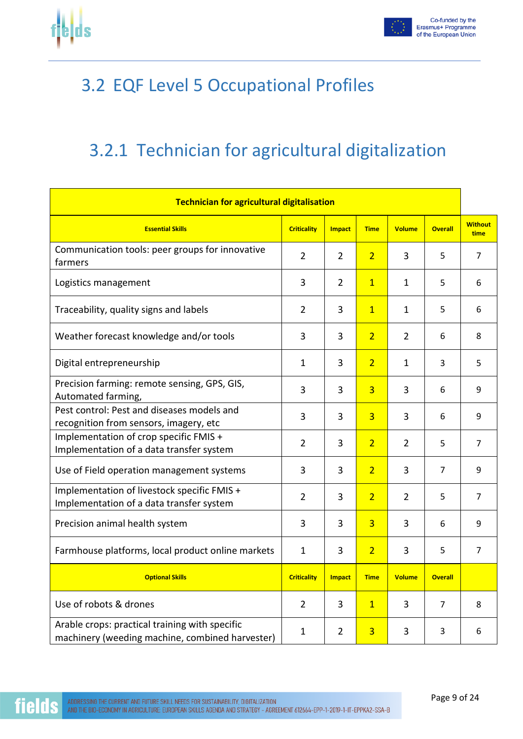## 3.2 EQF Level 5 Occupational Profiles

### 3.2.1 Technician for agricultural digitalization

| Technician for agricultural digitalisation | | | | | | |
|---|---|---|---|---|---|---|
| **Essential Skills** | **Criticality** | **Impact** | **Time** | **Volume** | **Overall** | **Without time** |
| Communication tools: peer groups for innovative farmers | 2 | 2 | 2 | 3 | 5 | 7 |
| Logistics management | 3 | 2 | 1 | 1 | 5 | 6 |
| Traceability, quality signs and labels | 2 | 3 | 1 | 1 | 5 | 6 |
| Weather forecast knowledge and/or tools | 3 | 3 | 2 | 2 | 6 | 8 |
| Digital entrepreneurship | 1 | 3 | 2 | 1 | 3 | 5 |
| Precision farming: remote sensing, GPS, GIS, Automated farming, | 3 | 3 | 3 | 3 | 6 | 9 |
| Pest control: Pest and diseases models and recognition from sensors, imagery, etc | 3 | 3 | 3 | 3 | 6 | 9 |
| Implementation of crop specific FMIS + Implementation of a data transfer system | 2 | 3 | 2 | 2 | 5 | 7 |
| Use of Field operation management systems | 3 | 3 | 2 | 3 | 7 | 9 |
| Implementation of livestock specific FMIS + Implementation of a data transfer system | 2 | 3 | 2 | 2 | 5 | 7 |
| Precision animal health system | 3 | 3 | 3 | 3 | 6 | 9 |
| Farmhouse platforms, local product online markets | 1 | 3 | 2 | 3 | 5 | 7 |
| **Optional Skills** | **Criticality** | **Impact** | **Time** | **Volume** | **Overall** | |
| Use of robots & drones | 2 | 3 | 1 | 3 | 7 | 8 |
| Arable crops: practical training with specific machinery (weeding machine, combined harvester) | 1 | 2 | 3 | 3 | 3 | 6 |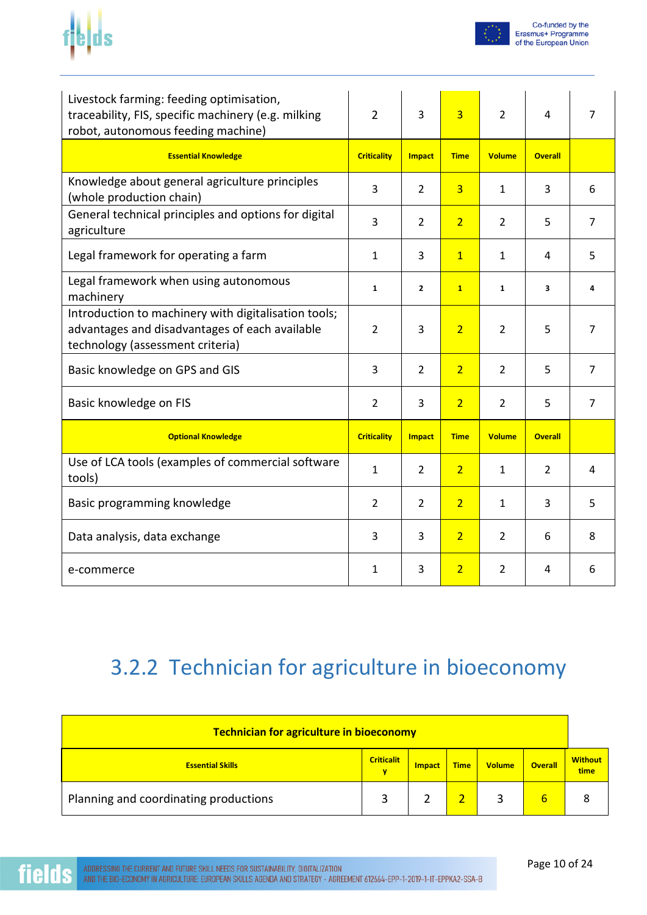| Livestock farming: feeding optimisation, traceability, FIS, specific machinery (e.g. milking robot, autonomous feeding machine) | 2 | 3 | 3 | 2 | 4 | 7 |
|---|---|---|---|---|---|---|
| **Essential Knowledge** | **Criticality** | **Impact** | **Time** | **Volume** | **Overall** | |
| Knowledge about general agriculture principles (whole production chain) | 3 | 2 | 3 | 1 | 3 | 6 |
| General technical principles and options for digital agriculture | 3 | 2 | 2 | 2 | 5 | 7 |
| Legal framework for operating a farm | 1 | 3 | 1 | 1 | 4 | 5 |
| Legal framework when using autonomous machinery | 1 | 2 | 1 | 1 | 3 | 4 |
| Introduction to machinery with digitalisation tools; advantages and disadvantages of each available technology (assessment criteria) | 2 | 3 | 2 | 2 | 5 | 7 |
| Basic knowledge on GPS and GIS | 3 | 2 | 2 | 2 | 5 | 7 |
| Basic knowledge on FIS | 2 | 3 | 2 | 2 | 5 | 7 |
| **Optional Knowledge** | **Criticality** | **Impact** | **Time** | **Volume** | **Overall** | |
| Use of LCA tools (examples of commercial software tools) | 1 | 2 | 2 | 1 | 2 | 4 |
| Basic programming knowledge | 2 | 2 | 2 | 1 | 3 | 5 |
| Data analysis, data exchange | 3 | 3 | 2 | 2 | 6 | 8 |
| e-commerce | 1 | 3 | 2 | 2 | 4 | 6 |

## 3.2.2 Technician for agriculture in bioeconomy

| **Technician for agriculture in bioeconomy** | | | | | | |
|---|---|---|---|---|---|---|
| **Essential Skills** | **Criticality** | **Impact** | **Time** | **Volume** | **Overall** | **Without time** |
| Planning and coordinating productions | 3 | 2 | 2 | 3 | 6 | 8 |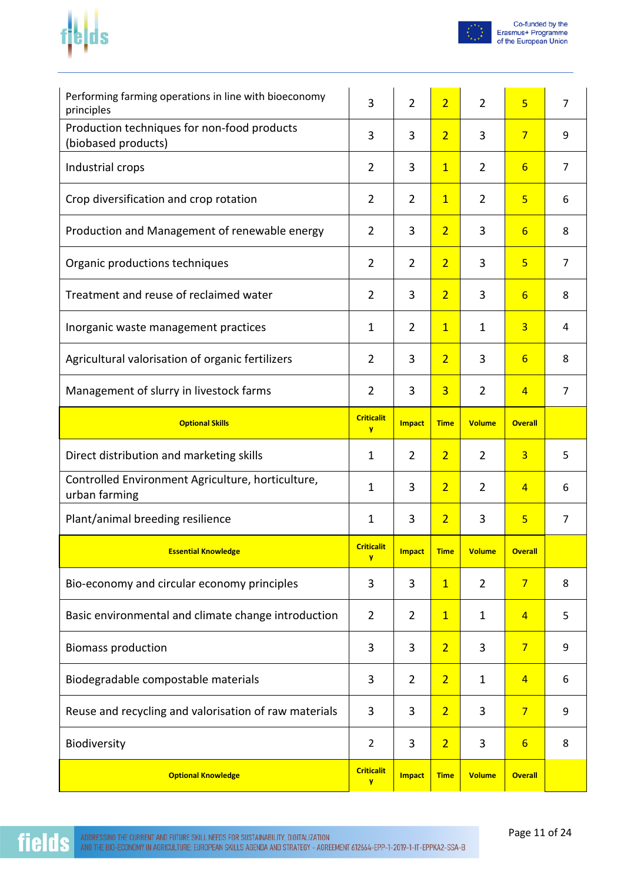| Performing farming operations in line with bioeconomy principles | 3 | 2 | 2 | 2 | 5 | 7 |
|---|---|---|---|---|---|---|
| Production techniques for non-food products (biobased products) | 3 | 3 | 2 | 3 | 7 | 9 |
| Industrial crops | 2 | 3 | 1 | 2 | 6 | 7 |
| Crop diversification and crop rotation | 2 | 2 | 1 | 2 | 5 | 6 |
| Production and Management of renewable energy | 2 | 3 | 2 | 3 | 6 | 8 |
| Organic productions techniques | 2 | 2 | 2 | 3 | 5 | 7 |
| Treatment and reuse of reclaimed water | 2 | 3 | 2 | 3 | 6 | 8 |
| Inorganic waste management practices | 1 | 2 | 1 | 1 | 3 | 4 |
| Agricultural valorisation of organic fertilizers | 2 | 3 | 2 | 3 | 6 | 8 |
| Management of slurry in livestock farms | 2 | 3 | 3 | 2 | 4 | 7 |
| **Optional Skills** | **Criticality** | **Impact** | **Time** | **Volume** | **Overall** | |
| Direct distribution and marketing skills | 1 | 2 | 2 | 2 | 3 | 5 |
| Controlled Environment Agriculture, horticulture, urban farming | 1 | 3 | 2 | 2 | 4 | 6 |
| Plant/animal breeding resilience | 1 | 3 | 2 | 3 | 5 | 7 |
| **Essential Knowledge** | **Criticality** | **Impact** | **Time** | **Volume** | **Overall** | |
| Bio-economy and circular economy principles | 3 | 3 | 1 | 2 | 7 | 8 |
| Basic environmental and climate change introduction | 2 | 2 | 1 | 1 | 4 | 5 |
| Biomass production | 3 | 3 | 2 | 3 | 7 | 9 |
| Biodegradable compostable materials | 3 | 2 | 2 | 1 | 4 | 6 |
| Reuse and recycling and valorisation of raw materials | 3 | 3 | 2 | 3 | 7 | 9 |
| Biodiversity | 2 | 3 | 2 | 3 | 6 | 8 |
| **Optional Knowledge** | **Criticality** | **Impact** | **Time** | **Volume** | **Overall** | |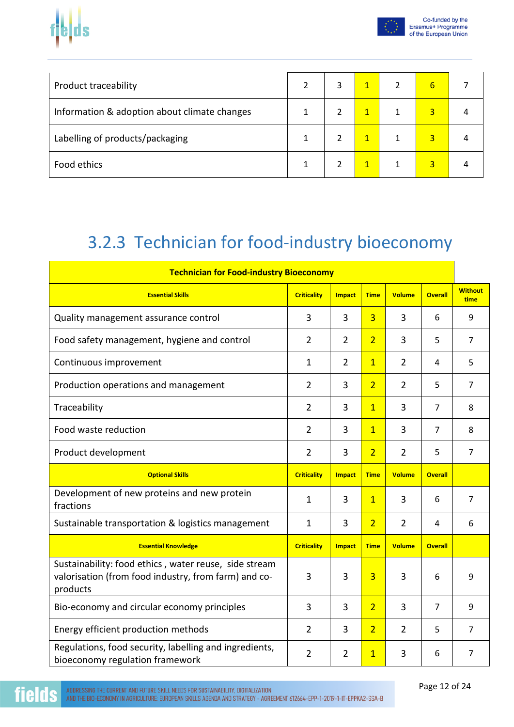| | | | | | | |
|---|---|---|---|---|---|---|
| Product traceability | 2 | 3 | 1 | 2 | 6 | 7 |
| Information & adoption about climate changes | 1 | 2 | 1 | 1 | 3 | 4 |
| Labelling of products/packaging | 1 | 2 | 1 | 1 | 3 | 4 |
| Food ethics | 1 | 2 | 1 | 1 | 3 | 4 |

## 3.2.3 Technician for food-industry bioeconomy

| **Technician for Food-industry Bioeconomy** | | | | | | |
|---|---|---|---|---|---|---|
| **Essential Skills** | **Criticality** | **Impact** | **Time** | **Volume** | **Overall** | **Without time** |
| Quality management assurance control | 3 | 3 | 3 | 3 | 6 | 9 |
| Food safety management, hygiene and control | 2 | 2 | 2 | 3 | 5 | 7 |
| Continuous improvement | 1 | 2 | 1 | 2 | 4 | 5 |
| Production operations and management | 2 | 3 | 2 | 2 | 5 | 7 |
| Traceability | 2 | 3 | 1 | 3 | 7 | 8 |
| Food waste reduction | 2 | 3 | 1 | 3 | 7 | 8 |
| Product development | 2 | 3 | 2 | 2 | 5 | 7 |
| **Optional Skills** | **Criticality** | **Impact** | **Time** | **Volume** | **Overall** | |
| Development of new proteins and new protein fractions | 1 | 3 | 1 | 3 | 6 | 7 |
| Sustainable transportation & logistics management | 1 | 3 | 2 | 2 | 4 | 6 |
| **Essential Knowledge** | **Criticality** | **Impact** | **Time** | **Volume** | **Overall** | |
| Sustainability: food ethics , water reuse, side stream valorisation (from food industry, from farm) and co-products | 3 | 3 | 3 | 3 | 6 | 9 |
| Bio-economy and circular economy principles | 3 | 3 | 2 | 3 | 7 | 9 |
| Energy efficient production methods | 2 | 3 | 2 | 2 | 5 | 7 |
| Regulations, food security, labelling and ingredients, bioeconomy regulation framework | 2 | 2 | 1 | 3 | 6 | 7 |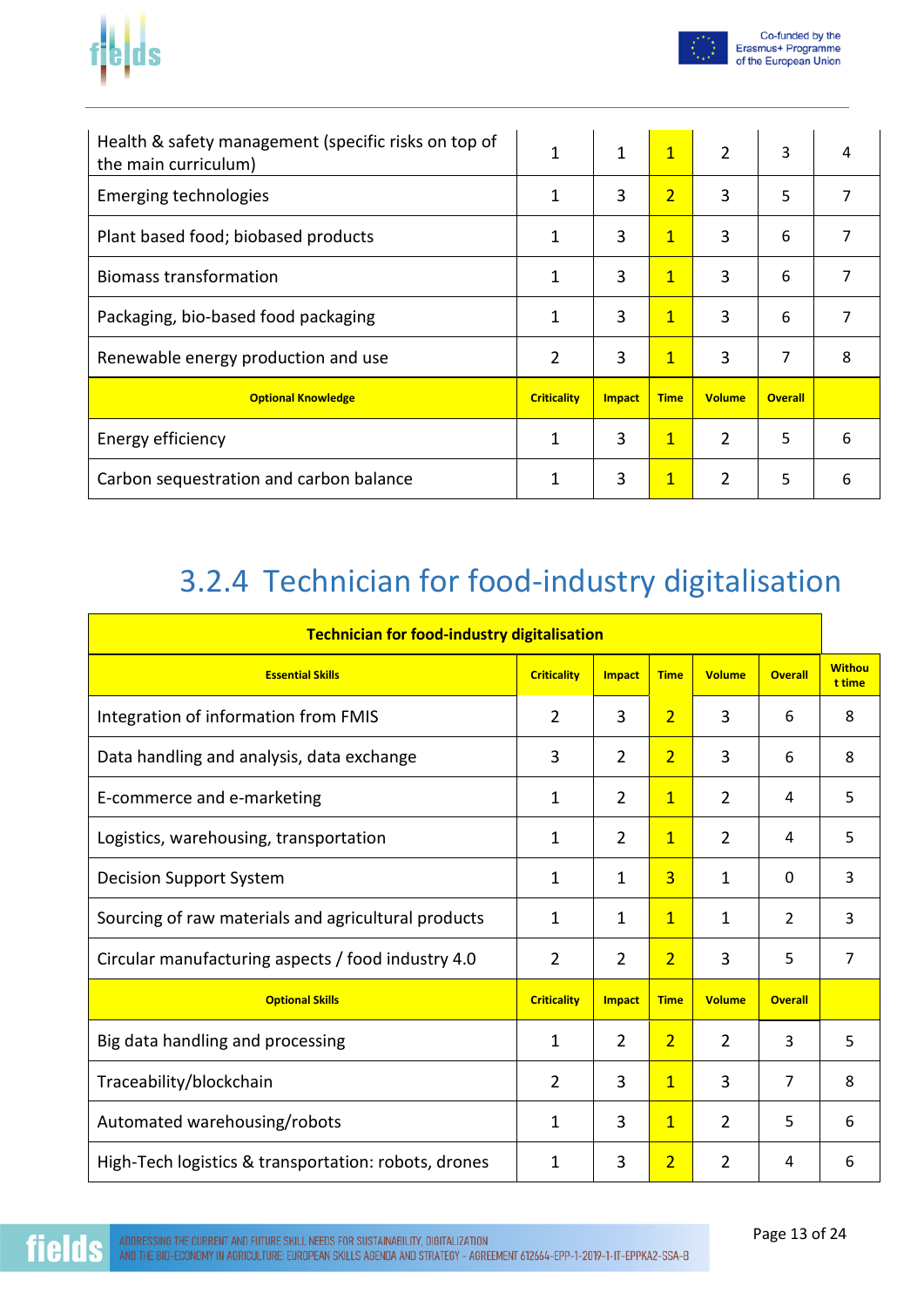| Health & safety management (specific risks on top of the main curriculum) | 1 | 1 | 1 | 2 | 3 | 4 |
|---|---|---|---|---|---|---|
| Emerging technologies | 1 | 3 | 2 | 3 | 5 | 7 |
| Plant based food; biobased products | 1 | 3 | 1 | 3 | 6 | 7 |
| Biomass transformation | 1 | 3 | 1 | 3 | 6 | 7 |
| Packaging, bio-based food packaging | 1 | 3 | 1 | 3 | 6 | 7 |
| Renewable energy production and use | 2 | 3 | 1 | 3 | 7 | 8 |
| **Optional Knowledge** | **Criticality** | **Impact** | **Time** | **Volume** | **Overall** | |
| Energy efficiency | 1 | 3 | 1 | 2 | 5 | 6 |
| Carbon sequestration and carbon balance | 1 | 3 | 1 | 2 | 5 | 6 |

## 3.2.4 Technician for food-industry digitalisation

| **Technician for food-industry digitalisation** | | | | | | |
|---|---|---|---|---|---|---|
| **Essential Skills** | **Criticality** | **Impact** | **Time** | **Volume** | **Overall** | **Without time** |
| Integration of information from FMIS | 2 | 3 | 2 | 3 | 6 | 8 |
| Data handling and analysis, data exchange | 3 | 2 | 2 | 3 | 6 | 8 |
| E-commerce and e-marketing | 1 | 2 | 1 | 2 | 4 | 5 |
| Logistics, warehousing, transportation | 1 | 2 | 1 | 2 | 4 | 5 |
| Decision Support System | 1 | 1 | 3 | 1 | 0 | 3 |
| Sourcing of raw materials and agricultural products | 1 | 1 | 1 | 1 | 2 | 3 |
| Circular manufacturing aspects / food industry 4.0 | 2 | 2 | 2 | 3 | 5 | 7 |
| **Optional Skills** | **Criticality** | **Impact** | **Time** | **Volume** | **Overall** | |
| Big data handling and processing | 1 | 2 | 2 | 2 | 3 | 5 |
| Traceability/blockchain | 2 | 3 | 1 | 3 | 7 | 8 |
| Automated warehousing/robots | 1 | 3 | 1 | 2 | 5 | 6 |
| High-Tech logistics & transportation: robots, drones | 1 | 3 | 2 | 2 | 4 | 6 |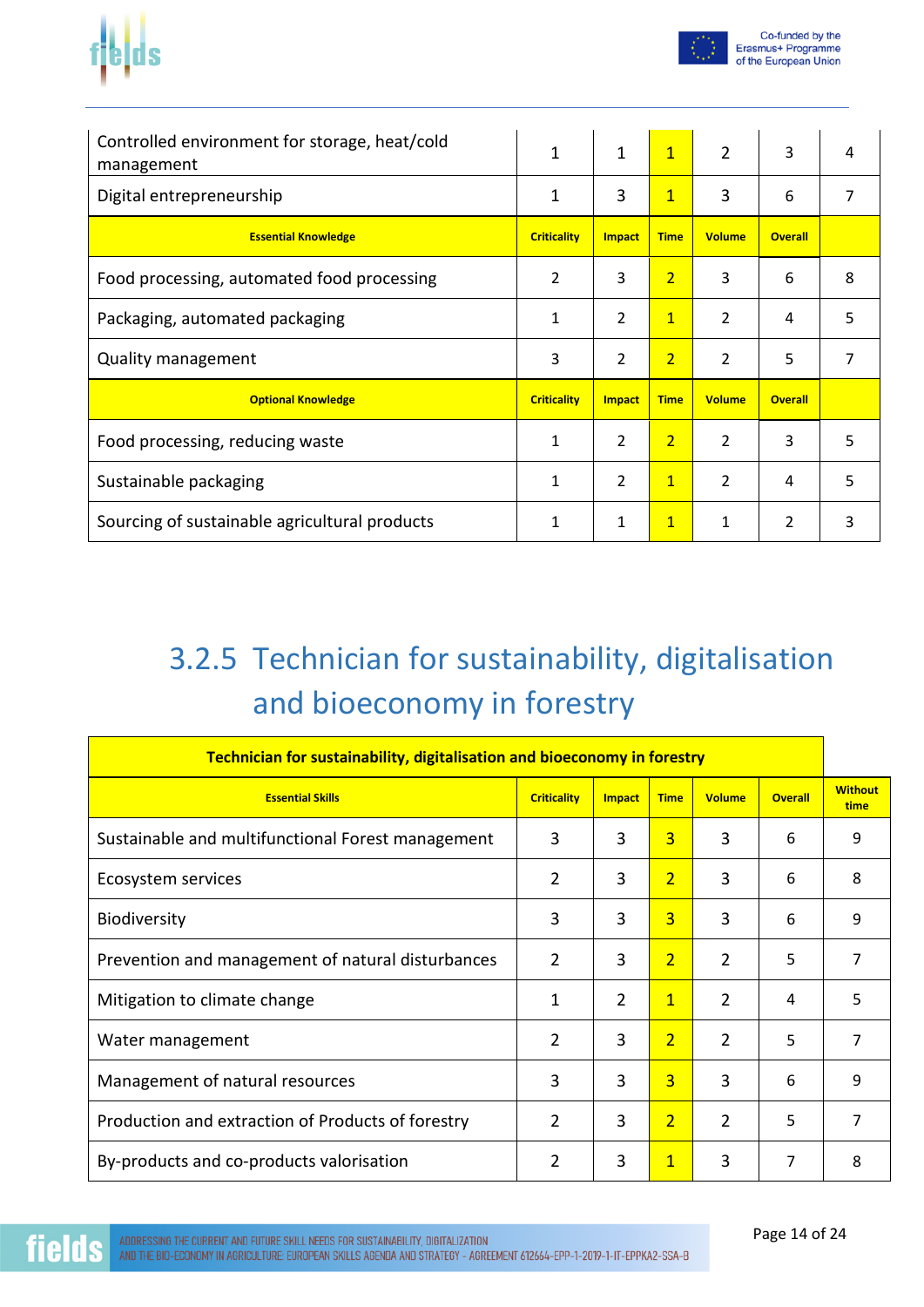| Controlled environment for storage, heat/cold management | 1 | 1 | 1 | 2 | 3 | 4 |
|---|---|---|---|---|---|---|
| Digital entrepreneurship | 1 | 3 | 1 | 3 | 6 | 7 |
| **Essential Knowledge** | **Criticality** | **Impact** | **Time** | **Volume** | **Overall** | |
| Food processing, automated food processing | 2 | 3 | 2 | 3 | 6 | 8 |
| Packaging, automated packaging | 1 | 2 | 1 | 2 | 4 | 5 |
| Quality management | 3 | 2 | 2 | 2 | 5 | 7 |
| **Optional Knowledge** | **Criticality** | **Impact** | **Time** | **Volume** | **Overall** | |
| Food processing, reducing waste | 1 | 2 | 2 | 2 | 3 | 5 |
| Sustainable packaging | 1 | 2 | 1 | 2 | 4 | 5 |
| Sourcing of sustainable agricultural products | 1 | 1 | 1 | 1 | 2 | 3 |

## 3.2.5 Technician for sustainability, digitalisation and bioeconomy in forestry

| **Technician for sustainability, digitalisation and bioeconomy in forestry** | | | | | | |
|---|---|---|---|---|---|---|
| **Essential Skills** | **Criticality** | **Impact** | **Time** | **Volume** | **Overall** | **Without time** |
| Sustainable and multifunctional Forest management | 3 | 3 | 3 | 3 | 6 | 9 |
| Ecosystem services | 2 | 3 | 2 | 3 | 6 | 8 |
| Biodiversity | 3 | 3 | 3 | 3 | 6 | 9 |
| Prevention and management of natural disturbances | 2 | 3 | 2 | 2 | 5 | 7 |
| Mitigation to climate change | 1 | 2 | 1 | 2 | 4 | 5 |
| Water management | 2 | 3 | 2 | 2 | 5 | 7 |
| Management of natural resources | 3 | 3 | 3 | 3 | 6 | 9 |
| Production and extraction of Products of forestry | 2 | 3 | 2 | 2 | 5 | 7 |
| By-products and co-products valorisation | 2 | 3 | 1 | 3 | 7 | 8 |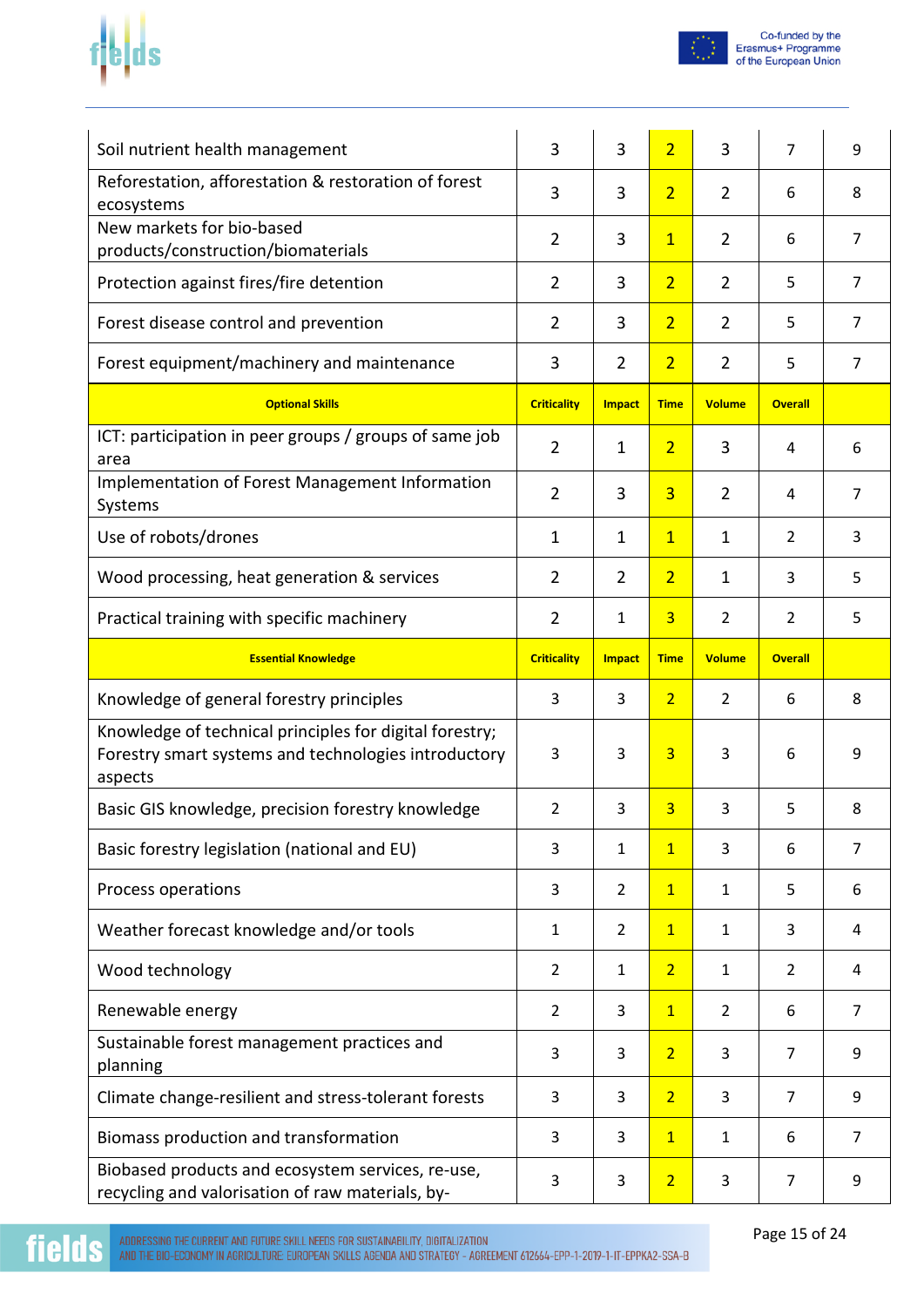| | | | | | | |
|---|---|---|---|---|---|---|
| Soil nutrient health management | 3 | 3 | 2 | 3 | 7 | 9 |
| Reforestation, afforestation & restoration of forest ecosystems | 3 | 3 | 2 | 2 | 6 | 8 |
| New markets for bio-based products/construction/biomaterials | 2 | 3 | 1 | 2 | 6 | 7 |
| Protection against fires/fire detention | 2 | 3 | 2 | 2 | 5 | 7 |
| Forest disease control and prevention | 2 | 3 | 2 | 2 | 5 | 7 |
| Forest equipment/machinery and maintenance | 3 | 2 | 2 | 2 | 5 | 7 |
| **Optional Skills** | **Criticality** | **Impact** | **Time** | **Volume** | **Overall** | |
| ICT: participation in peer groups / groups of same job area | 2 | 1 | 2 | 3 | 4 | 6 |
| Implementation of Forest Management Information Systems | 2 | 3 | 3 | 2 | 4 | 7 |
| Use of robots/drones | 1 | 1 | 1 | 1 | 2 | 3 |
| Wood processing, heat generation & services | 2 | 2 | 2 | 1 | 3 | 5 |
| Practical training with specific machinery | 2 | 1 | 3 | 2 | 2 | 5 |
| **Essential Knowledge** | **Criticality** | **Impact** | **Time** | **Volume** | **Overall** | |
| Knowledge of general forestry principles | 3 | 3 | 2 | 2 | 6 | 8 |
| Knowledge of technical principles for digital forestry; Forestry smart systems and technologies introductory aspects | 3 | 3 | 3 | 3 | 6 | 9 |
| Basic GIS knowledge, precision forestry knowledge | 2 | 3 | 3 | 3 | 5 | 8 |
| Basic forestry legislation (national and EU) | 3 | 1 | 1 | 3 | 6 | 7 |
| Process operations | 3 | 2 | 1 | 1 | 5 | 6 |
| Weather forecast knowledge and/or tools | 1 | 2 | 1 | 1 | 3 | 4 |
| Wood technology | 2 | 1 | 2 | 1 | 2 | 4 |
| Renewable energy | 2 | 3 | 1 | 2 | 6 | 7 |
| Sustainable forest management practices and planning | 3 | 3 | 2 | 3 | 7 | 9 |
| Climate change-resilient and stress-tolerant forests | 3 | 3 | 2 | 3 | 7 | 9 |
| Biomass production and transformation | 3 | 3 | 1 | 1 | 6 | 7 |
| Biobased products and ecosystem services, re-use, recycling and valorisation of raw materials, by- | 3 | 3 | 2 | 3 | 7 | 9 |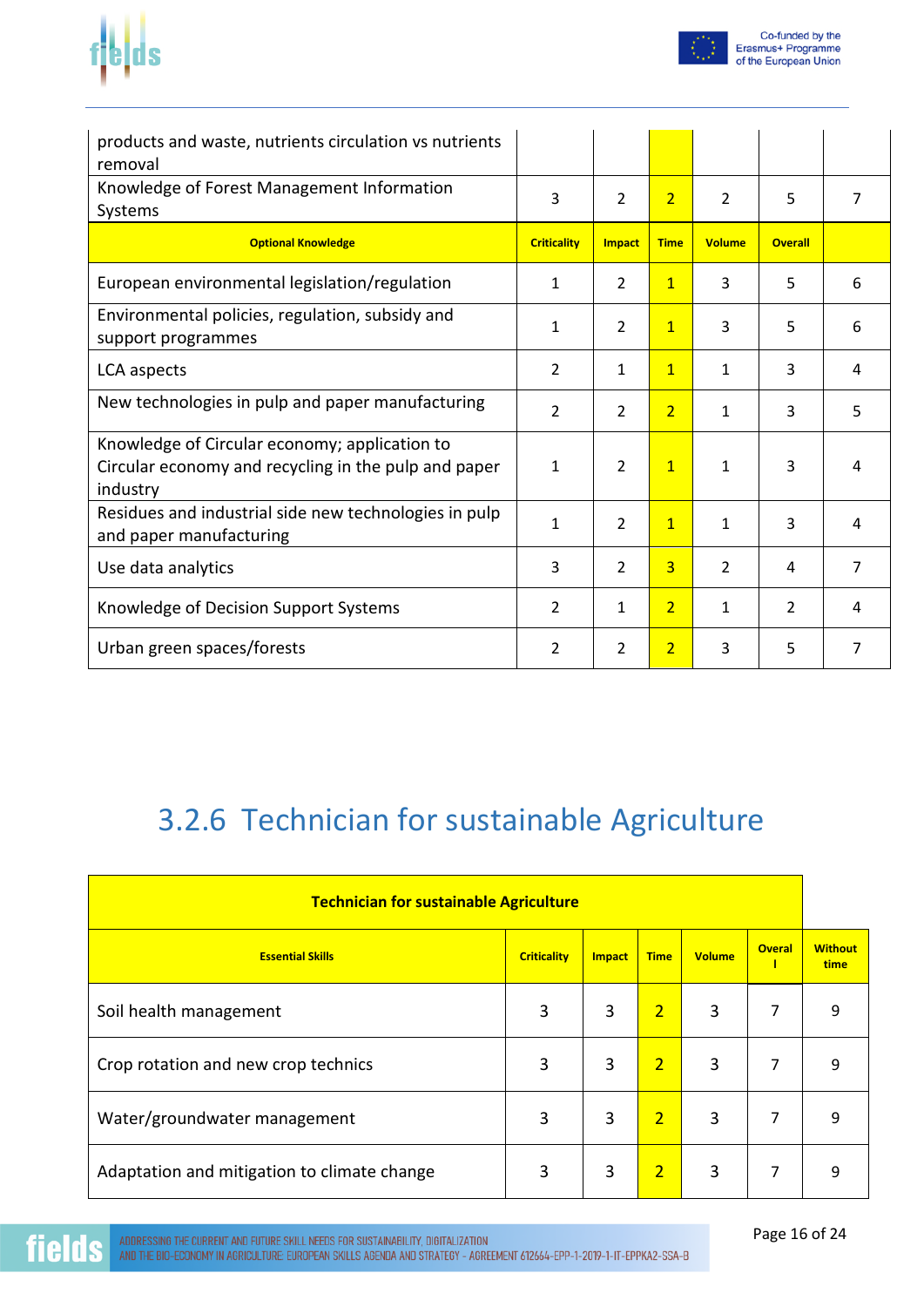| products and waste, nutrients circulation vs nutrients removal | | | | | | |
|---|---|---|---|---|---|---|
| Knowledge of Forest Management Information Systems | 3 | 2 | 2 | 2 | 5 | 7 |
| **Optional Knowledge** | **Criticality** | **Impact** | **Time** | **Volume** | **Overall** | |
| European environmental legislation/regulation | 1 | 2 | 1 | 3 | 5 | 6 |
| Environmental policies, regulation, subsidy and support programmes | 1 | 2 | 1 | 3 | 5 | 6 |
| LCA aspects | 2 | 1 | 1 | 1 | 3 | 4 |
| New technologies in pulp and paper manufacturing | 2 | 2 | 2 | 1 | 3 | 5 |
| Knowledge of Circular economy; application to Circular economy and recycling in the pulp and paper industry | 1 | 2 | 1 | 1 | 3 | 4 |
| Residues and industrial side new technologies in pulp and paper manufacturing | 1 | 2 | 1 | 1 | 3 | 4 |
| Use data analytics | 3 | 2 | 3 | 2 | 4 | 7 |
| Knowledge of Decision Support Systems | 2 | 1 | 2 | 1 | 2 | 4 |
| Urban green spaces/forests | 2 | 2 | 2 | 3 | 5 | 7 |

## 3.2.6 Technician for sustainable Agriculture

| **Technician for sustainable Agriculture** | | | | | | |
|---|---|---|---|---|---|---|
| **Essential Skills** | **Criticality** | **Impact** | **Time** | **Volume** | **Overall** | **Without time** |
| Soil health management | 3 | 3 | 2 | 3 | 7 | 9 |
| Crop rotation and new crop technics | 3 | 3 | 2 | 3 | 7 | 9 |
| Water/groundwater management | 3 | 3 | 2 | 3 | 7 | 9 |
| Adaptation and mitigation to climate change | 3 | 3 | 2 | 3 | 7 | 9 |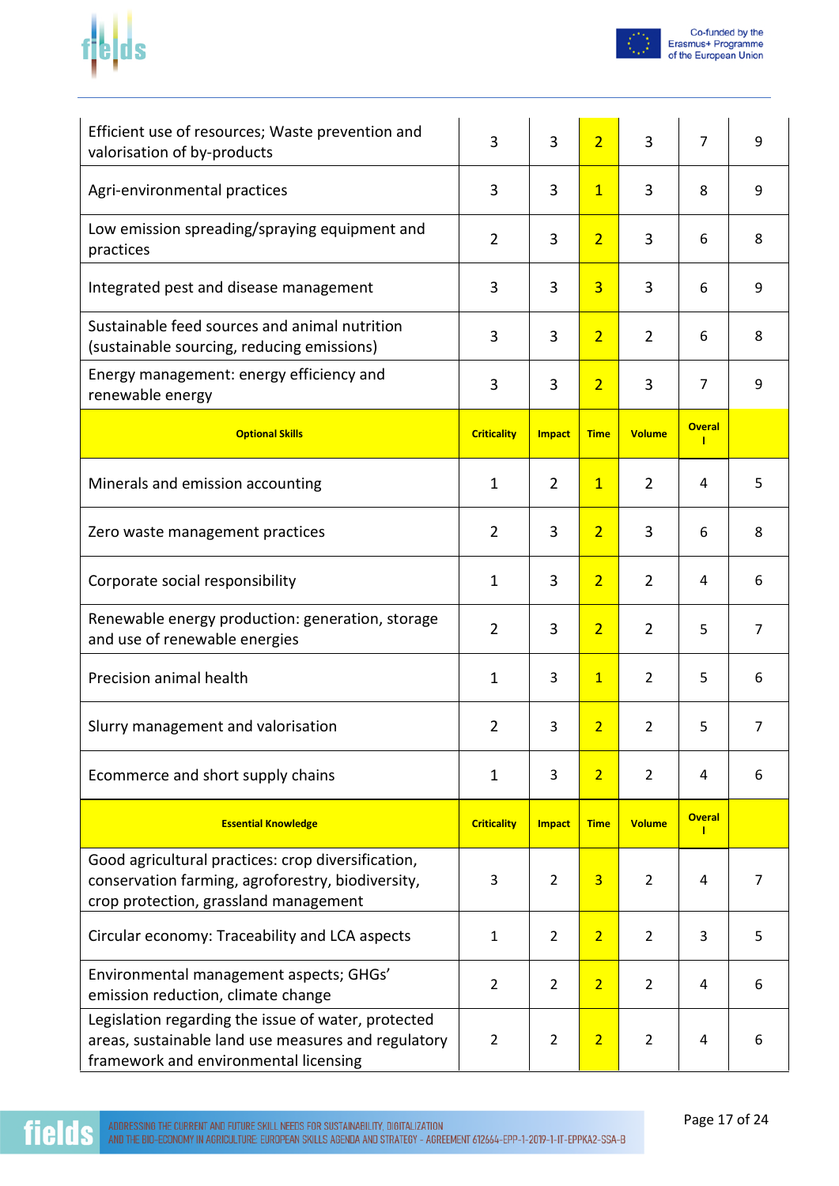| Efficient use of resources; Waste prevention and valorisation of by-products | 3 | 3 | 2 | 3 | 7 | 9 |
|---|---|---|---|---|---|---|
| Agri-environmental practices | 3 | 3 | 1 | 3 | 8 | 9 |
| Low emission spreading/spraying equipment and practices | 2 | 3 | 2 | 3 | 6 | 8 |
| Integrated pest and disease management | 3 | 3 | 3 | 3 | 6 | 9 |
| Sustainable feed sources and animal nutrition (sustainable sourcing, reducing emissions) | 3 | 3 | 2 | 2 | 6 | 8 |
| Energy management: energy efficiency and renewable energy | 3 | 3 | 2 | 3 | 7 | 9 |
| **Optional Skills** | **Criticality** | **Impact** | **Time** | **Volume** | **Overall** | |
| Minerals and emission accounting | 1 | 2 | 1 | 2 | 4 | 5 |
| Zero waste management practices | 2 | 3 | 2 | 3 | 6 | 8 |
| Corporate social responsibility | 1 | 3 | 2 | 2 | 4 | 6 |
| Renewable energy production: generation, storage and use of renewable energies | 2 | 3 | 2 | 2 | 5 | 7 |
| Precision animal health | 1 | 3 | 1 | 2 | 5 | 6 |
| Slurry management and valorisation | 2 | 3 | 2 | 2 | 5 | 7 |
| Ecommerce and short supply chains | 1 | 3 | 2 | 2 | 4 | 6 |
| **Essential Knowledge** | **Criticality** | **Impact** | **Time** | **Volume** | **Overall** | |
| Good agricultural practices: crop diversification, conservation farming, agroforestry, biodiversity, crop protection, grassland management | 3 | 2 | 3 | 2 | 4 | 7 |
| Circular economy: Traceability and LCA aspects | 1 | 2 | 2 | 2 | 3 | 5 |
| Environmental management aspects; GHGs' emission reduction, climate change | 2 | 2 | 2 | 2 | 4 | 6 |
| Legislation regarding the issue of water, protected areas, sustainable land use measures and regulatory framework and environmental licensing | 2 | 2 | 2 | 2 | 4 | 6 |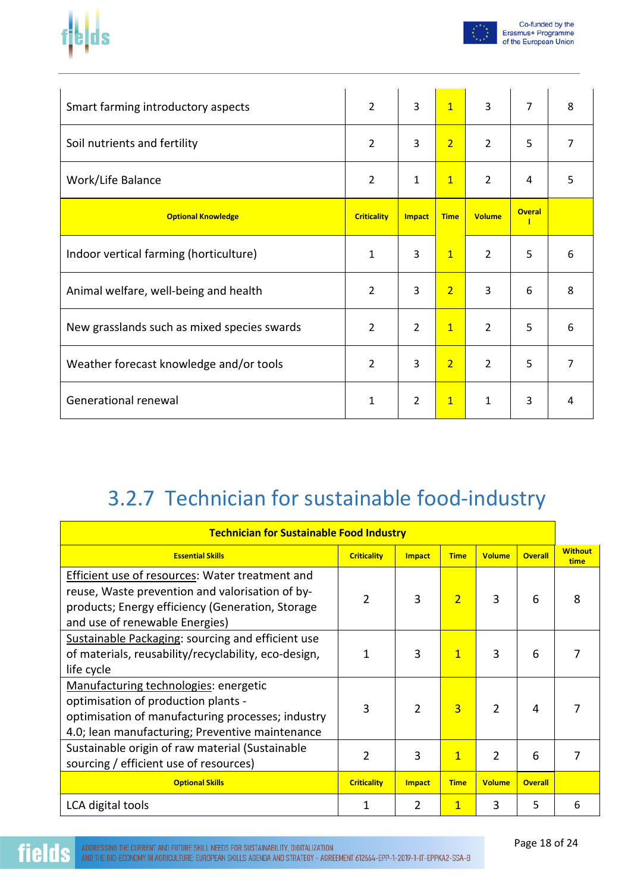| | | | | | | |
|---|---|---|---|---|---|---|
| Smart farming introductory aspects | 2 | 3 | 1 | 3 | 7 | 8 |
| Soil nutrients and fertility | 2 | 3 | 2 | 2 | 5 | 7 |
| Work/Life Balance | 2 | 1 | 1 | 2 | 4 | 5 |
| **Optional Knowledge** | **Criticality** | **Impact** | **Time** | **Volume** | **Overall** | |
| Indoor vertical farming (horticulture) | 1 | 3 | 1 | 2 | 5 | 6 |
| Animal welfare, well-being and health | 2 | 3 | 2 | 3 | 6 | 8 |
| New grasslands such as mixed species swards | 2 | 2 | 1 | 2 | 5 | 6 |
| Weather forecast knowledge and/or tools | 2 | 3 | 2 | 2 | 5 | 7 |
| Generational renewal | 1 | 2 | 1 | 1 | 3 | 4 |

## 3.2.7 Technician for sustainable food-industry

| **Technician for Sustainable Food Industry** | | | | | | |
|---|---|---|---|---|---|---|
| **Essential Skills** | **Criticality** | **Impact** | **Time** | **Volume** | **Overall** | **Without time** |
| Efficient use of resources: Water treatment and reuse, Waste prevention and valorisation of by-products; Energy efficiency (Generation, Storage and use of renewable Energies) | 2 | 3 | 2 | 3 | 6 | 8 |
| Sustainable Packaging: sourcing and efficient use of materials, reusability/recyclability, eco-design, life cycle | 1 | 3 | 1 | 3 | 6 | 7 |
| Manufacturing technologies: energetic optimisation of production plants - optimisation of manufacturing processes; industry 4.0; lean manufacturing; Preventive maintenance | 3 | 2 | 3 | 2 | 4 | 7 |
| Sustainable origin of raw material (Sustainable sourcing / efficient use of resources) | 2 | 3 | 1 | 2 | 6 | 7 |
| **Optional Skills** | **Criticality** | **Impact** | **Time** | **Volume** | **Overall** | |
| LCA digital tools | 1 | 2 | 1 | 3 | 5 | 6 |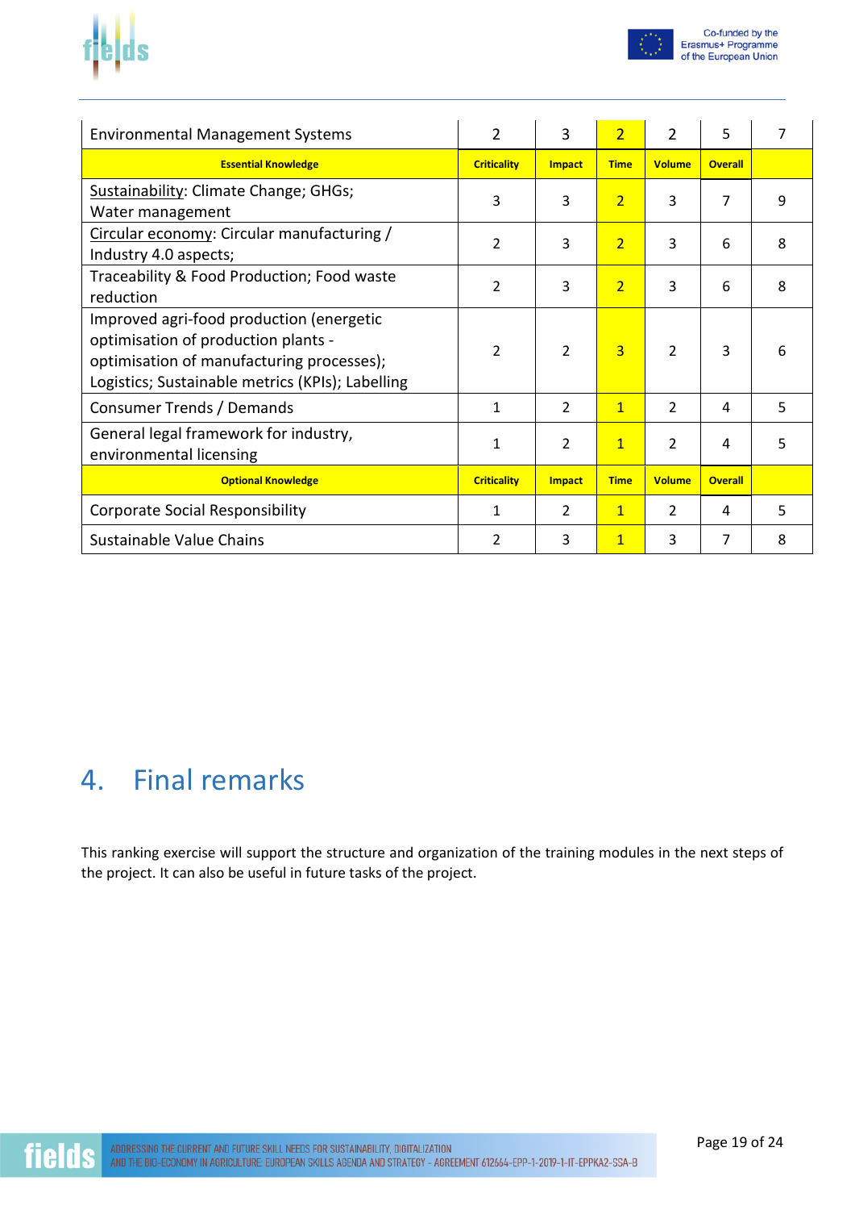| Environmental Management Systems | 2 | 3 | 2 | 2 | 5 | 7 |
|---|---|---|---|---|---|---|
| **Essential Knowledge** | **Criticality** | **Impact** | **Time** | **Volume** | **Overall** | |
| Sustainability: Climate Change; GHGs; Water management | 3 | 3 | 2 | 3 | 7 | 9 |
| Circular economy: Circular manufacturing / Industry 4.0 aspects; | 2 | 3 | 2 | 3 | 6 | 8 |
| Traceability & Food Production; Food waste reduction | 2 | 3 | 2 | 3 | 6 | 8 |
| Improved agri-food production (energetic optimisation of production plants - optimisation of manufacturing processes); Logistics; Sustainable metrics (KPIs); Labelling | 2 | 2 | 3 | 2 | 3 | 6 |
| Consumer Trends / Demands | 1 | 2 | 1 | 2 | 4 | 5 |
| General legal framework for industry, environmental licensing | 1 | 2 | 1 | 2 | 4 | 5 |
| **Optional Knowledge** | **Criticality** | **Impact** | **Time** | **Volume** | **Overall** | |
| Corporate Social Responsibility | 1 | 2 | 1 | 2 | 4 | 5 |
| Sustainable Value Chains | 2 | 3 | 1 | 3 | 7 | 8 |

# 4. Final remarks

This ranking exercise will support the structure and organization of the training modules in the next steps of the project. It can also be useful in future tasks of the project.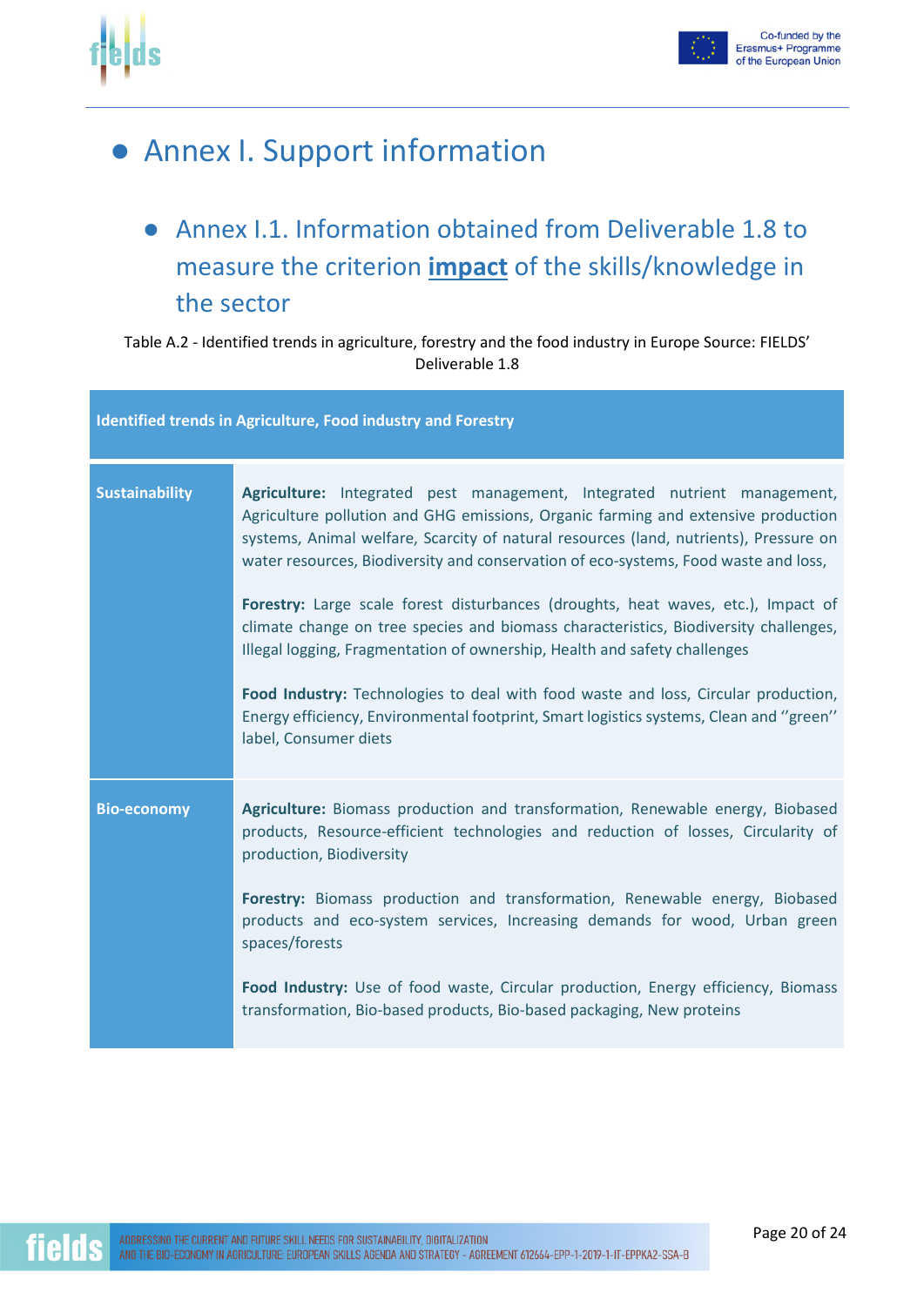# Annex I. Support information

## Annex I.1. Information obtained from Deliverable 1.8 to measure the criterion **impact** of the skills/knowledge in the sector

Table A.2 - Identified trends in agriculture, forestry and the food industry in Europe Source: FIELDS' Deliverable 1.8

| Identified trends in Agriculture, Food industry and Forestry | |
|---|---|
| **Sustainability** | **Agriculture:** Integrated pest management, Integrated nutrient management, Agriculture pollution and GHG emissions, Organic farming and extensive production systems, Animal welfare, Scarcity of natural resources (land, nutrients), Pressure on water resources, Biodiversity and conservation of eco-systems, Food waste and loss,<br><br>**Forestry:** Large scale forest disturbances (droughts, heat waves, etc.), Impact of climate change on tree species and biomass characteristics, Biodiversity challenges, Illegal logging, Fragmentation of ownership, Health and safety challenges<br><br>**Food Industry:** Technologies to deal with food waste and loss, Circular production, Energy efficiency, Environmental footprint, Smart logistics systems, Clean and ''green'' label, Consumer diets |
| **Bio-economy** | **Agriculture:** Biomass production and transformation, Renewable energy, Biobased products, Resource-efficient technologies and reduction of losses, Circularity of production, Biodiversity<br><br>**Forestry:** Biomass production and transformation, Renewable energy, Biobased products and eco-system services, Increasing demands for wood, Urban green spaces/forests<br><br>**Food Industry:** Use of food waste, Circular production, Energy efficiency, Biomass transformation, Bio-based products, Bio-based packaging, New proteins |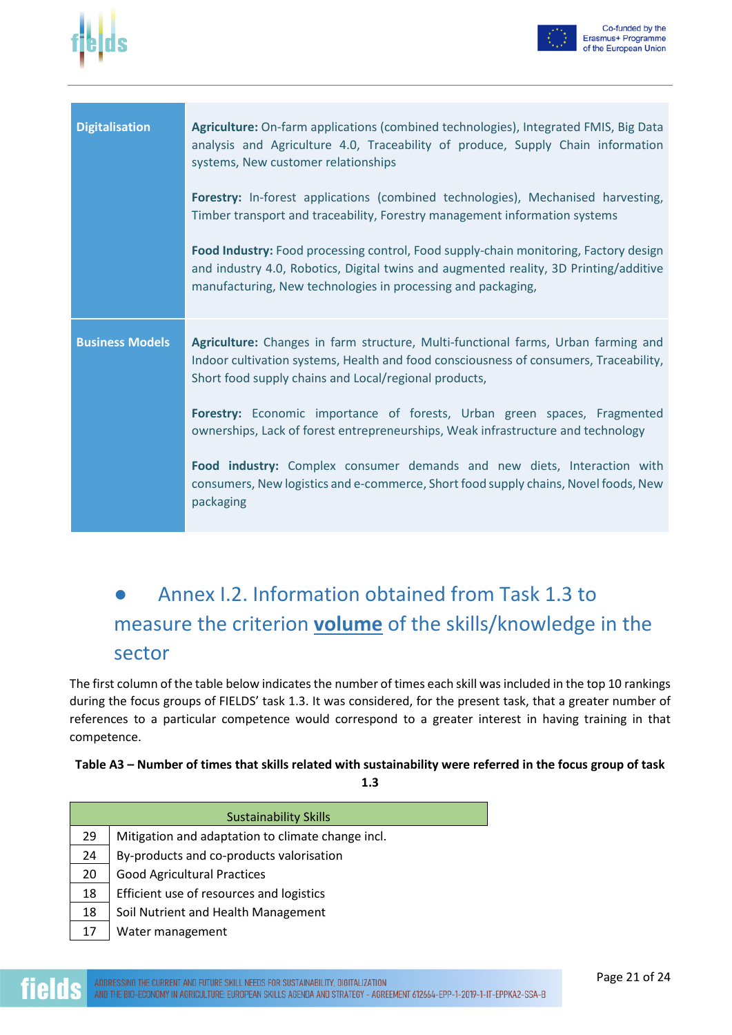| | |
|---|---|
| **Digitalisation** | **Agriculture:** On-farm applications (combined technologies), Integrated FMIS, Big Data analysis and Agriculture 4.0, Traceability of produce, Supply Chain information systems, New customer relationships<br><br>**Forestry:** In-forest applications (combined technologies), Mechanised harvesting, Timber transport and traceability, Forestry management information systems<br><br>**Food Industry:** Food processing control, Food supply-chain monitoring, Factory design and industry 4.0, Robotics, Digital twins and augmented reality, 3D Printing/additive manufacturing, New technologies in processing and packaging, |
| **Business Models** | **Agriculture:** Changes in farm structure, Multi-functional farms, Urban farming and Indoor cultivation systems, Health and food consciousness of consumers, Traceability, Short food supply chains and Local/regional products,<br><br>**Forestry:** Economic importance of forests, Urban green spaces, Fragmented ownerships, Lack of forest entrepreneurships, Weak infrastructure and technology<br><br>**Food industry:** Complex consumer demands and new diets, Interaction with consumers, New logistics and e-commerce, Short food supply chains, Novel foods, New packaging |

## ● Annex I.2. Information obtained from Task 1.3 to measure the criterion **volume** of the skills/knowledge in the sector

The first column of the table below indicates the number of times each skill was included in the top 10 rankings during the focus groups of FIELDS' task 1.3. It was considered, for the present task, that a greater number of references to a particular competence would correspond to a greater interest in having training in that competence.

**Table A3 – Number of times that skills related with sustainability were referred in the focus group of task 1.3**

| | Sustainability Skills |
|---|---|
| 29 | Mitigation and adaptation to climate change incl. |
| 24 | By-products and co-products valorisation |
| 20 | Good Agricultural Practices |
| 18 | Efficient use of resources and logistics |
| 18 | Soil Nutrient and Health Management |
| 17 | Water management |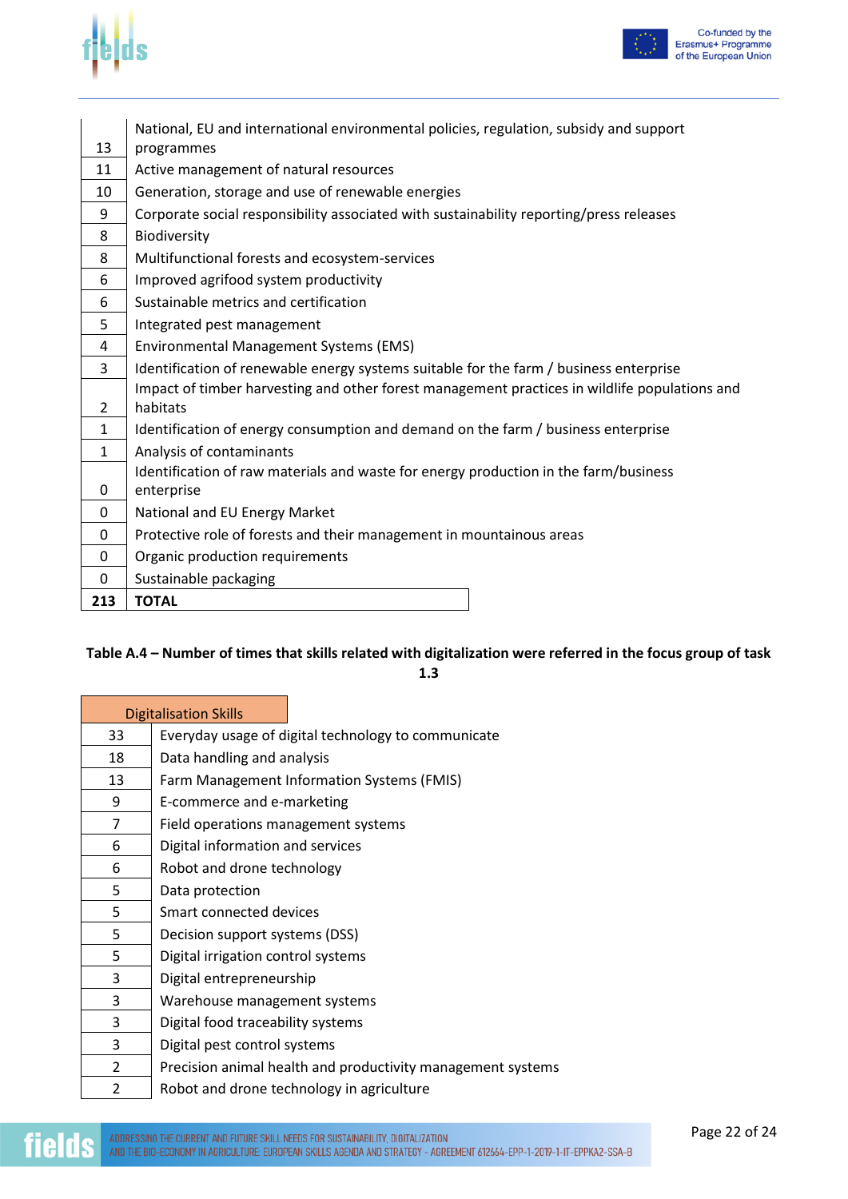| | |
|---|---|
| 13 | National, EU and international environmental policies, regulation, subsidy and support programmes |
| 11 | Active management of natural resources |
| 10 | Generation, storage and use of renewable energies |
| 9 | Corporate social responsibility associated with sustainability reporting/press releases |
| 8 | Biodiversity |
| 8 | Multifunctional forests and ecosystem-services |
| 6 | Improved agrifood system productivity |
| 6 | Sustainable metrics and certification |
| 5 | Integrated pest management |
| 4 | Environmental Management Systems (EMS) |
| 3 | Identification of renewable energy systems suitable for the farm / business enterprise |
| 2 | Impact of timber harvesting and other forest management practices in wildlife populations and habitats |
| 1 | Identification of energy consumption and demand on the farm / business enterprise |
| 1 | Analysis of contaminants |
| 0 | Identification of raw materials and waste for energy production in the farm/business enterprise |
| 0 | National and EU Energy Market |
| 0 | Protective role of forests and their management in mountainous areas |
| 0 | Organic production requirements |
| 0 | Sustainable packaging |
| **213** | **TOTAL** |

**Table A.4 – Number of times that skills related with digitalization were referred in the focus group of task 1.3**

| Digitalisation Skills | |
|---|---|
| 33 | Everyday usage of digital technology to communicate |
| 18 | Data handling and analysis |
| 13 | Farm Management Information Systems (FMIS) |
| 9 | E-commerce and e-marketing |
| 7 | Field operations management systems |
| 6 | Digital information and services |
| 6 | Robot and drone technology |
| 5 | Data protection |
| 5 | Smart connected devices |
| 5 | Decision support systems (DSS) |
| 5 | Digital irrigation control systems |
| 3 | Digital entrepreneurship |
| 3 | Warehouse management systems |
| 3 | Digital food traceability systems |
| 3 | Digital pest control systems |
| 2 | Precision animal health and productivity management systems |
| 2 | Robot and drone technology in agriculture |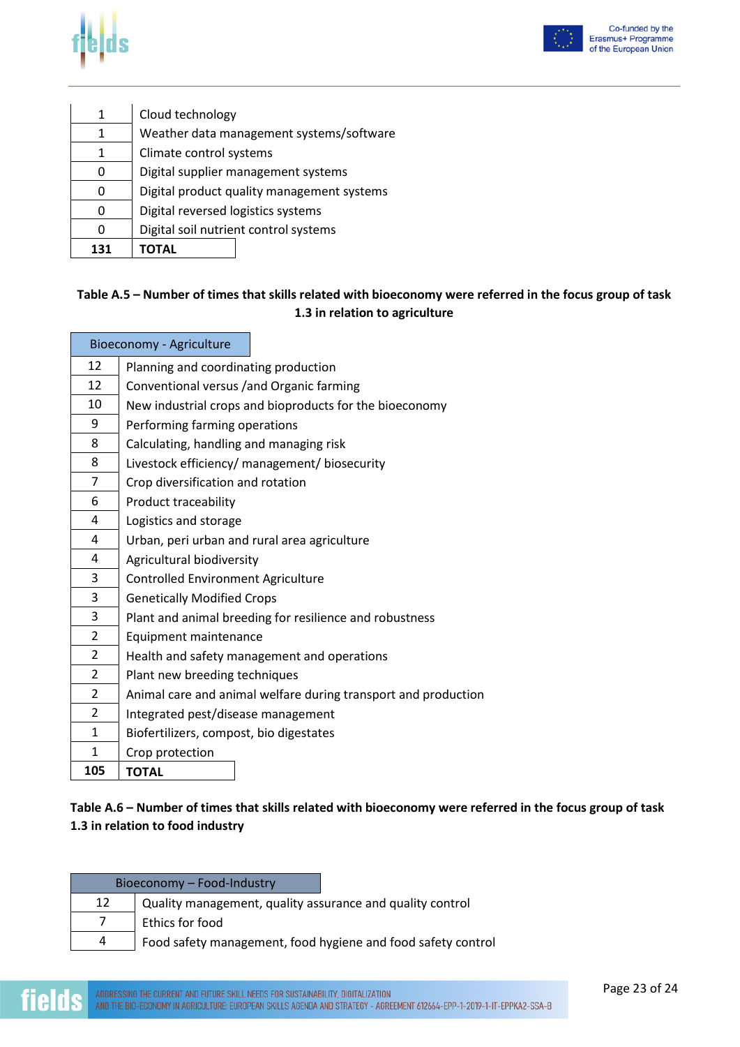| | |
|---|---|
| 1 | Cloud technology |
| 1 | Weather data management systems/software |
| 1 | Climate control systems |
| 0 | Digital supplier management systems |
| 0 | Digital product quality management systems |
| 0 | Digital reversed logistics systems |
| 0 | Digital soil nutrient control systems |
| **131** | **TOTAL** |

**Table A.5 – Number of times that skills related with bioeconomy were referred in the focus group of task 1.3 in relation to agriculture**

| Bioeconomy - Agriculture | |
|---|---|
| 12 | Planning and coordinating production |
| 12 | Conventional versus /and Organic farming |
| 10 | New industrial crops and bioproducts for the bioeconomy |
| 9 | Performing farming operations |
| 8 | Calculating, handling and managing risk |
| 8 | Livestock efficiency/ management/ biosecurity |
| 7 | Crop diversification and rotation |
| 6 | Product traceability |
| 4 | Logistics and storage |
| 4 | Urban, peri urban and rural area agriculture |
| 4 | Agricultural biodiversity |
| 3 | Controlled Environment Agriculture |
| 3 | Genetically Modified Crops |
| 3 | Plant and animal breeding for resilience and robustness |
| 2 | Equipment maintenance |
| 2 | Health and safety management and operations |
| 2 | Plant new breeding techniques |
| 2 | Animal care and animal welfare during transport and production |
| 2 | Integrated pest/disease management |
| 1 | Biofertilizers, compost, bio digestates |
| 1 | Crop protection |
| **105** | **TOTAL** |

**Table A.6 – Number of times that skills related with bioeconomy were referred in the focus group of task 1.3 in relation to food industry**

| Bioeconomy – Food-Industry | |
|---|---|
| 12 | Quality management, quality assurance and quality control |
| 7 | Ethics for food |
| 4 | Food safety management, food hygiene and food safety control |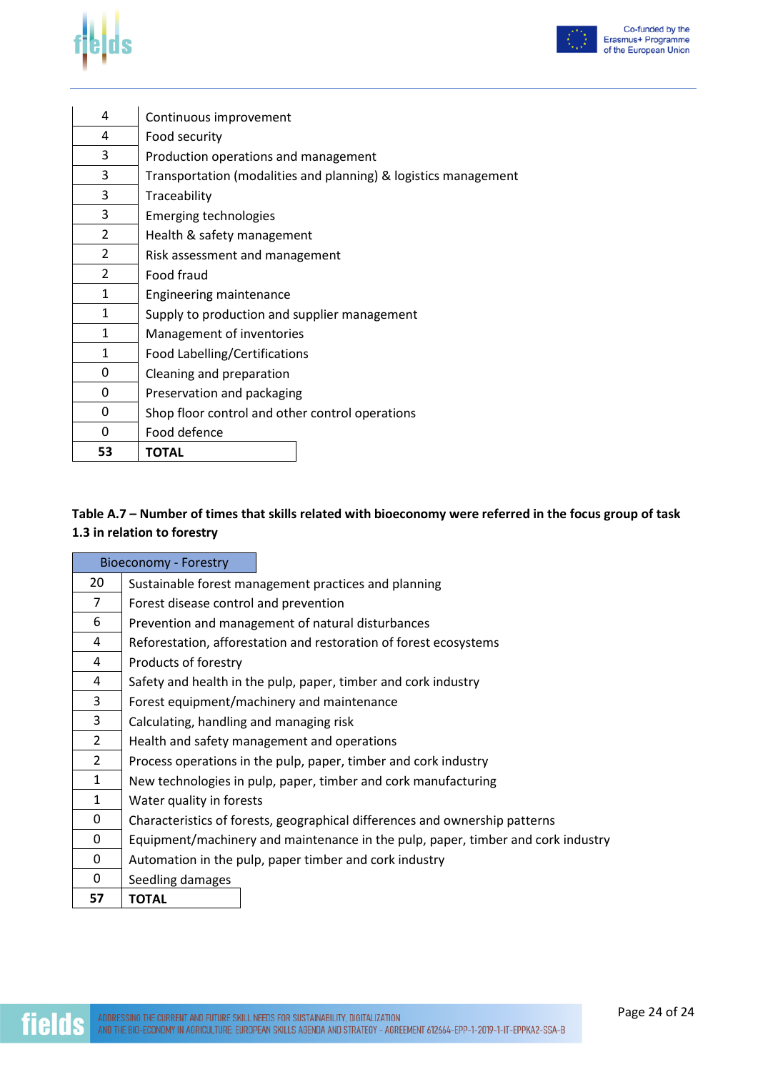| | |
|---|---|
| 4 | Continuous improvement |
| 4 | Food security |
| 3 | Production operations and management |
| 3 | Transportation (modalities and planning) & logistics management |
| 3 | Traceability |
| 3 | Emerging technologies |
| 2 | Health & safety management |
| 2 | Risk assessment and management |
| 2 | Food fraud |
| 1 | Engineering maintenance |
| 1 | Supply to production and supplier management |
| 1 | Management of inventories |
| 1 | Food Labelling/Certifications |
| 0 | Cleaning and preparation |
| 0 | Preservation and packaging |
| 0 | Shop floor control and other control operations |
| 0 | Food defence |
| **53** | **TOTAL** |

**Table A.7 – Number of times that skills related with bioeconomy were referred in the focus group of task 1.3 in relation to forestry**

| Bioeconomy - Forestry | |
|---|---|
| 20 | Sustainable forest management practices and planning |
| 7 | Forest disease control and prevention |
| 6 | Prevention and management of natural disturbances |
| 4 | Reforestation, afforestation and restoration of forest ecosystems |
| 4 | Products of forestry |
| 4 | Safety and health in the pulp, paper, timber and cork industry |
| 3 | Forest equipment/machinery and maintenance |
| 3 | Calculating, handling and managing risk |
| 2 | Health and safety management and operations |
| 2 | Process operations in the pulp, paper, timber and cork industry |
| 1 | New technologies in pulp, paper, timber and cork manufacturing |
| 1 | Water quality in forests |
| 0 | Characteristics of forests, geographical differences and ownership patterns |
| 0 | Equipment/machinery and maintenance in the pulp, paper, timber and cork industry |
| 0 | Automation in the pulp, paper timber and cork industry |
| 0 | Seedling damages |
| **57** | **TOTAL** |